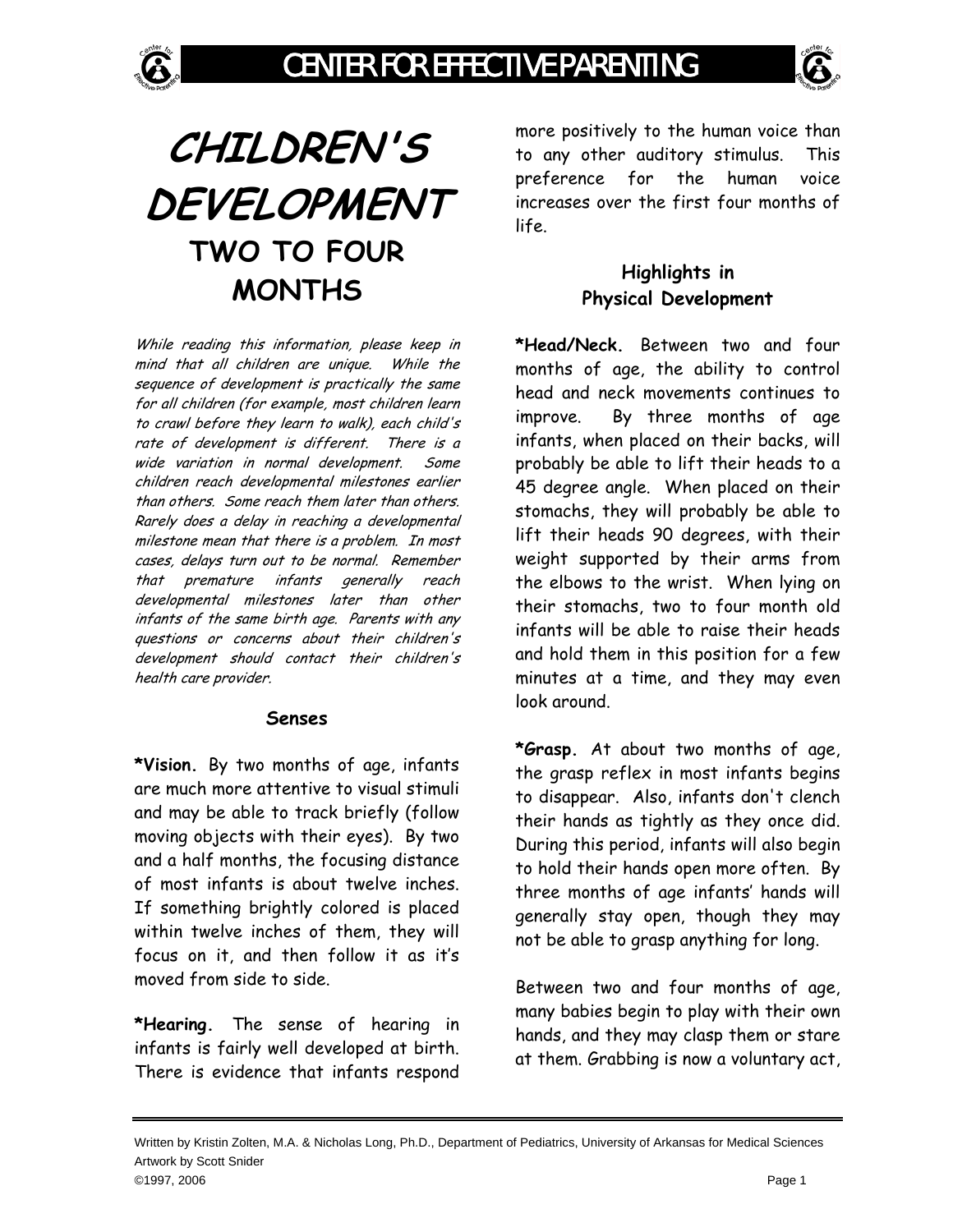# CHILDREN'S DEVELOPMENT

## TWO TO FOUR MONTHS

*While reading this information, please keep in mind that all children are unique. While the sequence of development is practically the same for all children (for example, most children learn to crawl before they learn to walk), each child's rate of development is different. There is a wide variation in normal development. Some children reach developmental milestones earlier than others. Some reach them later than others. Rarely does a delay in reaching a developmental milestone mean that there is a problem. In most cases, delays turn out to be normal. Remember that premature infants generally reach developmental milestones later than other infants of the same birth age. Parents with any questions or concerns about their children's development should contact their children's health care provider.*

### Senses

**\*Vision.** By two months of age, infants are much more attentive to visual stimuli and may be able to track briefly (follow moving objects with their eyes). By two and a half months, the focusing distance of most infants is about twelve inches. If something brightly colored is placed within twelve inches of them, they will focus on it, and then follow it as it's moved from side to side.

**\*Hearing.** The sense of hearing in infants is fairly well developed at birth. There is evidence that infants respond more positively to the human voice than to any other auditory stimulus. This preference for the human voice increases over the first four months of life.

### Highlights in Physical Development

**\*Head/Neck.** Between two and four months of age, the ability to control head and neck movements continues to improve. By three months of age infants, when placed on their backs, will probably be able to lift their heads to a 45 degree angle. When placed on their stomachs, they will probably be able to lift their heads 90 degrees, with their weight supported by their arms from the elbows to the wrist. When lying on their stomachs, two to four month old infants will be able to raise their heads and hold them in this position for a few minutes at a time, and they may even look around.

**\*Grasp.** At about two months of age, the grasp reflex in most infants begins to disappear. Also, infants don't clench their hands as tightly as they once did. During this period, infants will also begin to hold their hands open more often. By three months of age infants' hands will generally stay open, though they may not be able to grasp anything for long.

Between two and four months of age, many babies begin to play with their own hands, and they may clasp them or stare at them. Grabbing is now a voluntary act,

Written by Kristin Zolten, M.A. & Nicholas Long, Ph.D., Department of Pediatrics, University of Arkansas for Medical Sciences
Artwork by Scott Snider
©1997, 2006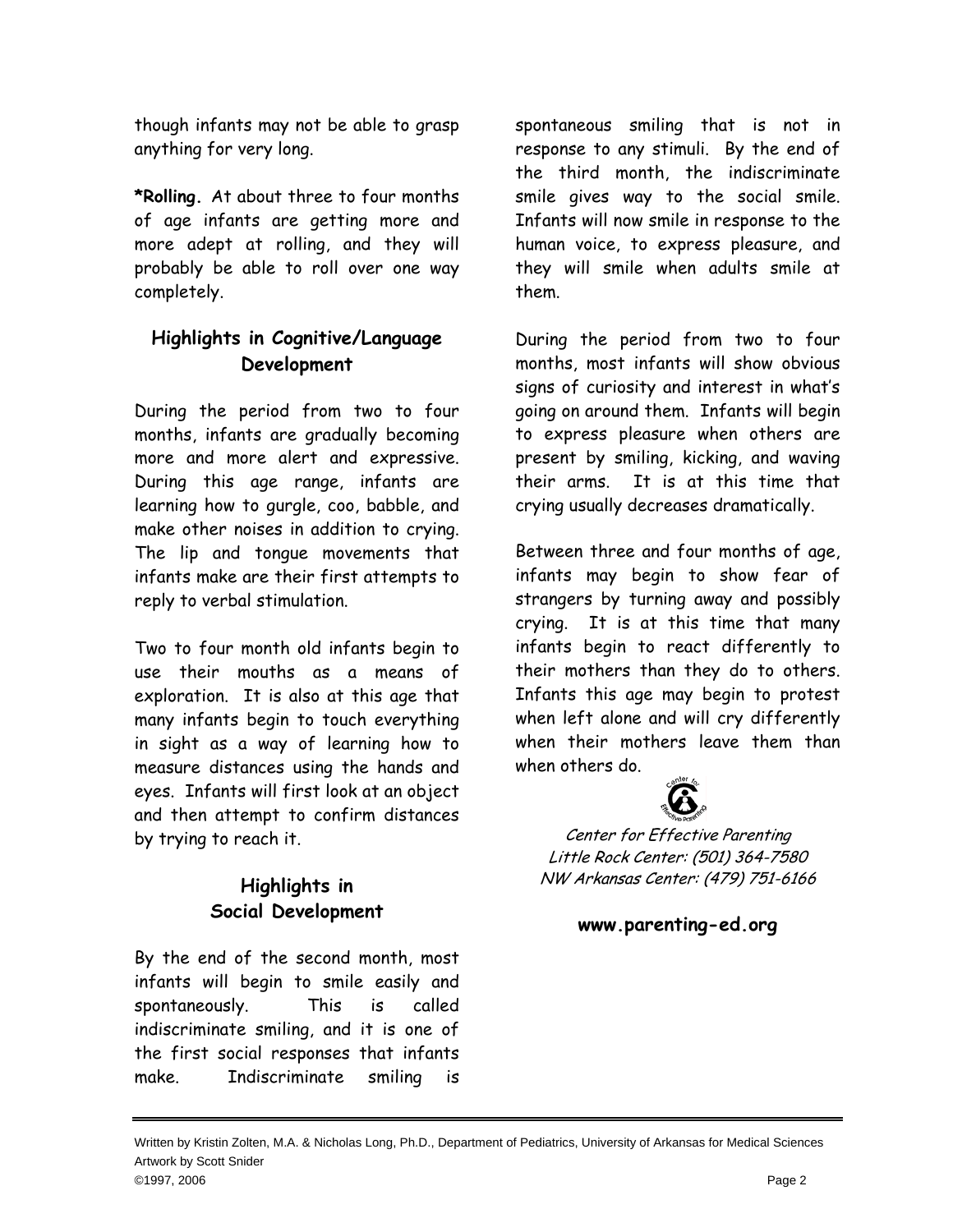though infants may not be able to grasp anything for very long.

**\*Rolling.** At about three to four months of age infants are getting more and more adept at rolling, and they will probably be able to roll over one way completely.

## Highlights in Cognitive/Language Development

During the period from two to four months, infants are gradually becoming more and more alert and expressive. During this age range, infants are learning how to gurgle, coo, babble, and make other noises in addition to crying. The lip and tongue movements that infants make are their first attempts to reply to verbal stimulation.

Two to four month old infants begin to use their mouths as a means of exploration. It is also at this age that many infants begin to touch everything in sight as a way of learning how to measure distances using the hands and eyes. Infants will first look at an object and then attempt to confirm distances by trying to reach it.

## Highlights in Social Development

By the end of the second month, most infants will begin to smile easily and spontaneously. This is called indiscriminate smiling, and it is one of the first social responses that infants make. Indiscriminate smiling is spontaneous smiling that is not in response to any stimuli. By the end of the third month, the indiscriminate smile gives way to the social smile. Infants will now smile in response to the human voice, to express pleasure, and they will smile when adults smile at them.

During the period from two to four months, most infants will show obvious signs of curiosity and interest in what's going on around them. Infants will begin to express pleasure when others are present by smiling, kicking, and waving their arms. It is at this time that crying usually decreases dramatically.

Between three and four months of age, infants may begin to show fear of strangers by turning away and possibly crying. It is at this time that many infants begin to react differently to their mothers than they do to others. Infants this age may begin to protest when left alone and will cry differently when their mothers leave them than when others do.

*Center for Effective Parenting*
*Little Rock Center: (501) 364-7580*
*NW Arkansas Center: (479) 751-6166*

**www.parenting-ed.org**

Written by Kristin Zolten, M.A. & Nicholas Long, Ph.D., Department of Pediatrics, University of Arkansas for Medical Sciences
Artwork by Scott Snider
©1997, 2006